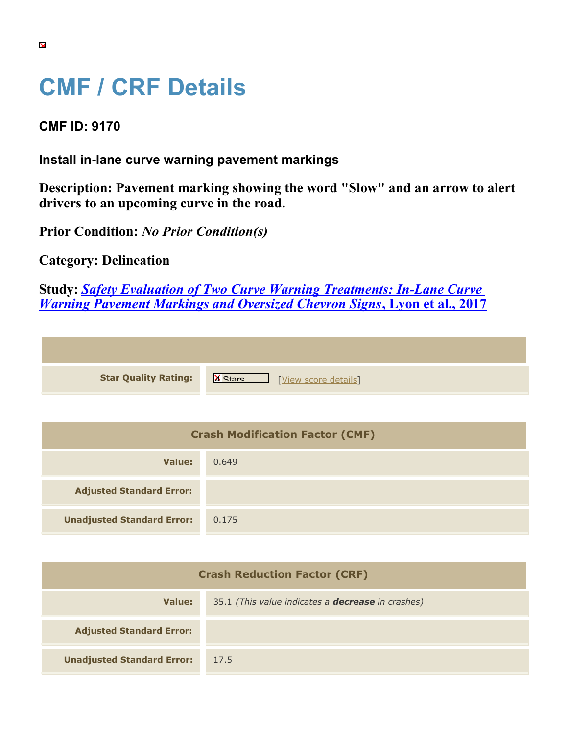# CMF / CRF Details

## CMF ID: 9170

### Install in-lane curve warning pavement markings

**Description: Pavement marking showing the word "Slow" and an arrow to alert drivers to an upcoming curve in the road.**

**Prior Condition:** ***No Prior Condition(s)***

**Category: Delineation**

**Study:** ***Safety Evaluation of Two Curve Warning Treatments: In-Lane Curve Warning Pavement Markings and Oversized Chevron Signs*****, Lyon et al., 2017**

| | |
|---|---|
| **Star Quality Rating:** | 4 Stars [View score details] |

| Crash Modification Factor (CMF) | |
|---|---|
| **Value:** | 0.649 |
| **Adjusted Standard Error:** | |
| **Unadjusted Standard Error:** | 0.175 |

| Crash Reduction Factor (CRF) | |
|---|---|
| **Value:** | 35.1 *(This value indicates a* ***decrease*** *in crashes)* |
| **Adjusted Standard Error:** | |
| **Unadjusted Standard Error:** | 17.5 |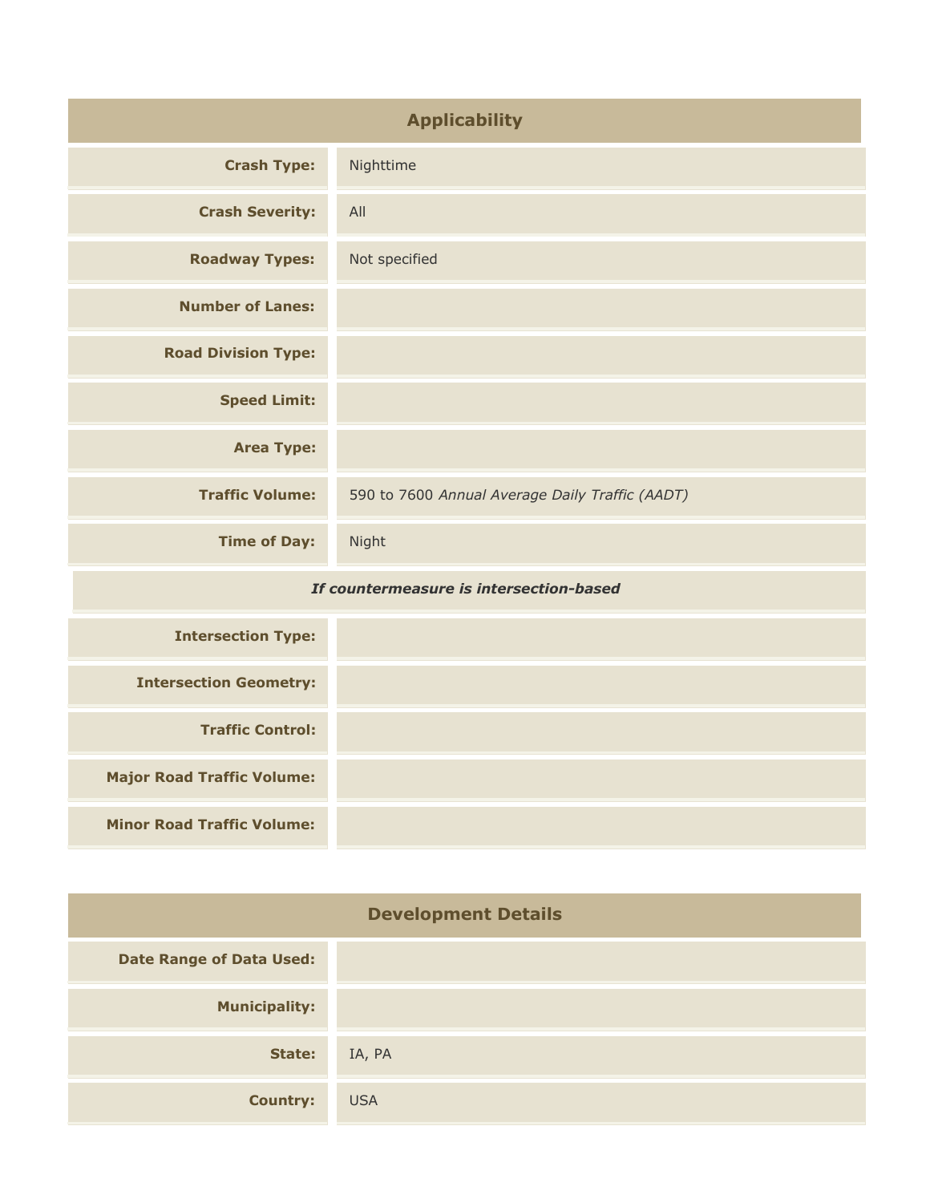## Applicability

| | |
|---|---|
| **Crash Type:** | Nighttime |
| **Crash Severity:** | All |
| **Roadway Types:** | Not specified |
| **Number of Lanes:** | |
| **Road Division Type:** | |
| **Speed Limit:** | |
| **Area Type:** | |
| **Traffic Volume:** | 590 to 7600 *Annual Average Daily Traffic (AADT)* |
| **Time of Day:** | Night |
| ***If countermeasure is intersection-based*** | |
| **Intersection Type:** | |
| **Intersection Geometry:** | |
| **Traffic Control:** | |
| **Major Road Traffic Volume:** | |
| **Minor Road Traffic Volume:** | |

## Development Details

| | |
|---|---|
| **Date Range of Data Used:** | |
| **Municipality:** | |
| **State:** | IA, PA |
| **Country:** | USA |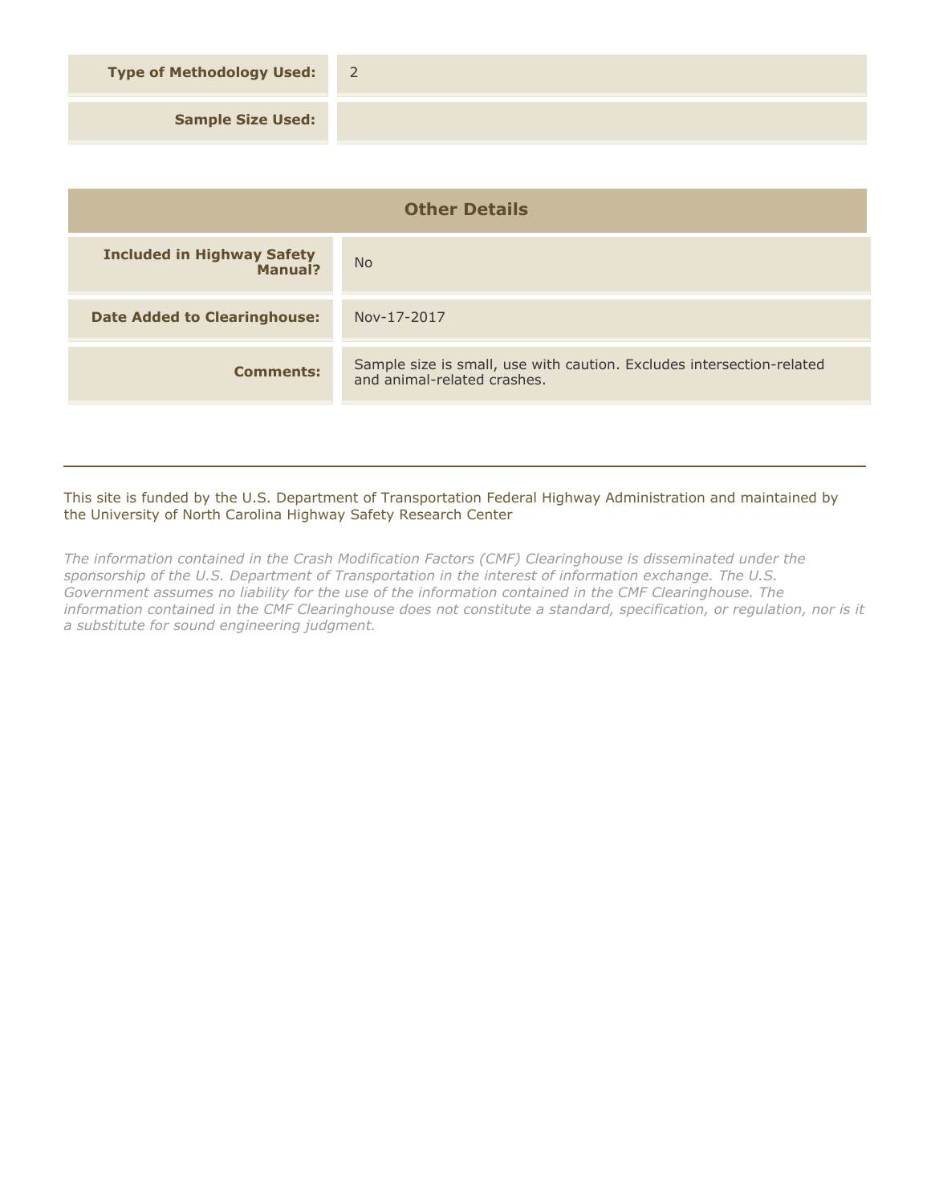| | |
|---|---|
| **Type of Methodology Used:** | 2 |
| **Sample Size Used:** | |

## Other Details

| | |
|---|---|
| **Included in Highway Safety Manual?** | No |
| **Date Added to Clearinghouse:** | Nov-17-2017 |
| **Comments:** | Sample size is small, use with caution. Excludes intersection-related and animal-related crashes. |

---

This site is funded by the U.S. Department of Transportation Federal Highway Administration and maintained by the University of North Carolina Highway Safety Research Center

*The information contained in the Crash Modification Factors (CMF) Clearinghouse is disseminated under the sponsorship of the U.S. Department of Transportation in the interest of information exchange. The U.S. Government assumes no liability for the use of the information contained in the CMF Clearinghouse. The information contained in the CMF Clearinghouse does not constitute a standard, specification, or regulation, nor is it a substitute for sound engineering judgment.*